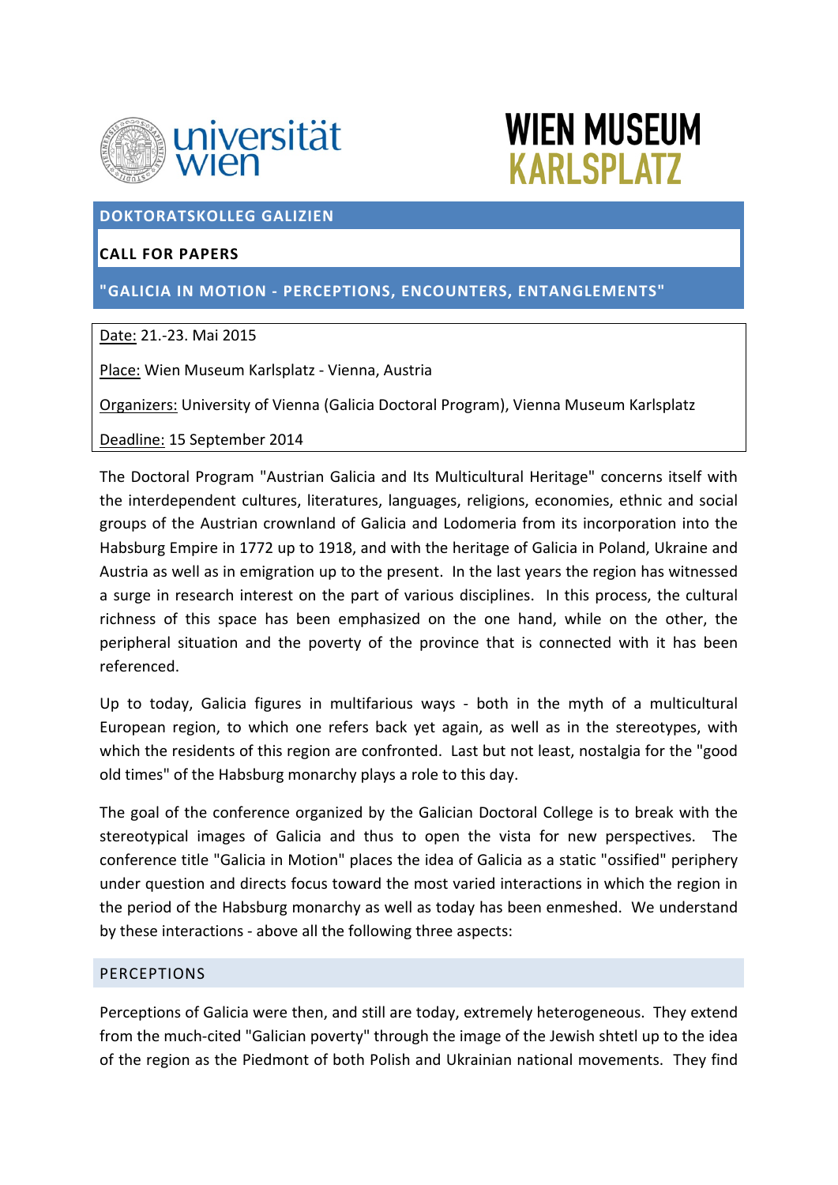universität wien

WIEN MUSEUM KARLSPLATZ

## DOKTORATSKOLLEG GALIZIEN

### CALL FOR PAPERS

### "GALICIA IN MOTION - PERCEPTIONS, ENCOUNTERS, ENTANGLEMENTS"

Date: 21.-23. Mai 2015

Place: Wien Museum Karlsplatz - Vienna, Austria

Organizers: University of Vienna (Galicia Doctoral Program), Vienna Museum Karlsplatz

Deadline: 15 September 2014

The Doctoral Program "Austrian Galicia and Its Multicultural Heritage" concerns itself with the interdependent cultures, literatures, languages, religions, economies, ethnic and social groups of the Austrian crownland of Galicia and Lodomeria from its incorporation into the Habsburg Empire in 1772 up to 1918, and with the heritage of Galicia in Poland, Ukraine and Austria as well as in emigration up to the present. In the last years the region has witnessed a surge in research interest on the part of various disciplines. In this process, the cultural richness of this space has been emphasized on the one hand, while on the other, the peripheral situation and the poverty of the province that is connected with it has been referenced.

Up to today, Galicia figures in multifarious ways - both in the myth of a multicultural European region, to which one refers back yet again, as well as in the stereotypes, with which the residents of this region are confronted. Last but not least, nostalgia for the "good old times" of the Habsburg monarchy plays a role to this day.

The goal of the conference organized by the Galician Doctoral College is to break with the stereotypical images of Galicia and thus to open the vista for new perspectives. The conference title "Galicia in Motion" places the idea of Galicia as a static "ossified" periphery under question and directs focus toward the most varied interactions in which the region in the period of the Habsburg monarchy as well as today has been enmeshed. We understand by these interactions - above all the following three aspects:

#### PERCEPTIONS

Perceptions of Galicia were then, and still are today, extremely heterogeneous. They extend from the much-cited "Galician poverty" through the image of the Jewish shtetl up to the idea of the region as the Piedmont of both Polish and Ukrainian national movements. They find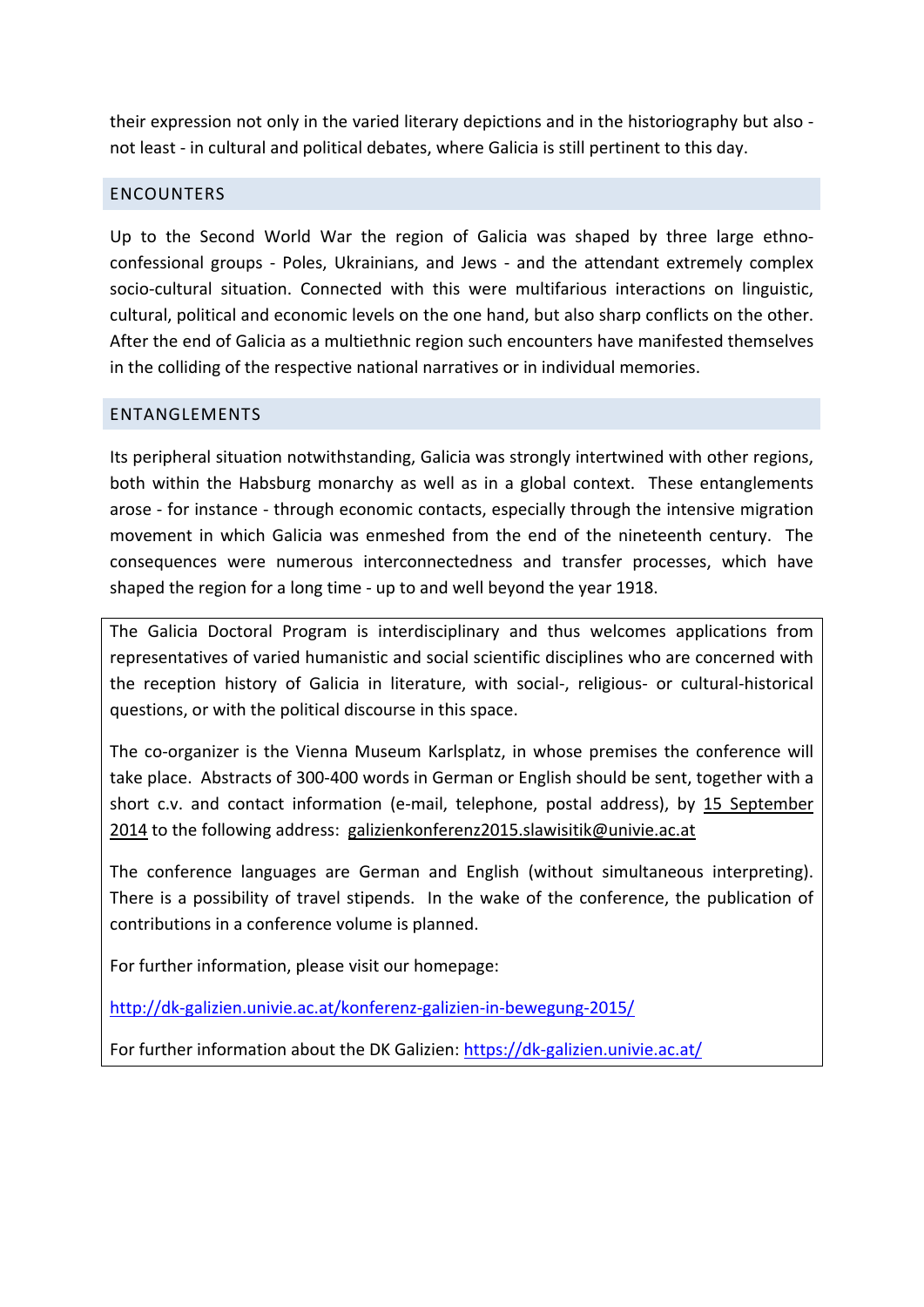their expression not only in the varied literary depictions and in the historiography but also - not least - in cultural and political debates, where Galicia is still pertinent to this day.

## ENCOUNTERS

Up to the Second World War the region of Galicia was shaped by three large ethno-confessional groups - Poles, Ukrainians, and Jews - and the attendant extremely complex socio-cultural situation. Connected with this were multifarious interactions on linguistic, cultural, political and economic levels on the one hand, but also sharp conflicts on the other. After the end of Galicia as a multiethnic region such encounters have manifested themselves in the colliding of the respective national narratives or in individual memories.

## ENTANGLEMENTS

Its peripheral situation notwithstanding, Galicia was strongly intertwined with other regions, both within the Habsburg monarchy as well as in a global context. These entanglements arose - for instance - through economic contacts, especially through the intensive migration movement in which Galicia was enmeshed from the end of the nineteenth century. The consequences were numerous interconnectedness and transfer processes, which have shaped the region for a long time - up to and well beyond the year 1918.

The Galicia Doctoral Program is interdisciplinary and thus welcomes applications from representatives of varied humanistic and social scientific disciplines who are concerned with the reception history of Galicia in literature, with social-, religious- or cultural-historical questions, or with the political discourse in this space.

The co-organizer is the Vienna Museum Karlsplatz, in whose premises the conference will take place. Abstracts of 300-400 words in German or English should be sent, together with a short c.v. and contact information (e-mail, telephone, postal address), by 15 September 2014 to the following address: galizienkonferenz2015.slawisitik@univie.ac.at

The conference languages are German and English (without simultaneous interpreting). There is a possibility of travel stipends. In the wake of the conference, the publication of contributions in a conference volume is planned.

For further information, please visit our homepage:

http://dk-galizien.univie.ac.at/konferenz-galizien-in-bewegung-2015/

For further information about the DK Galizien: https://dk-galizien.univie.ac.at/